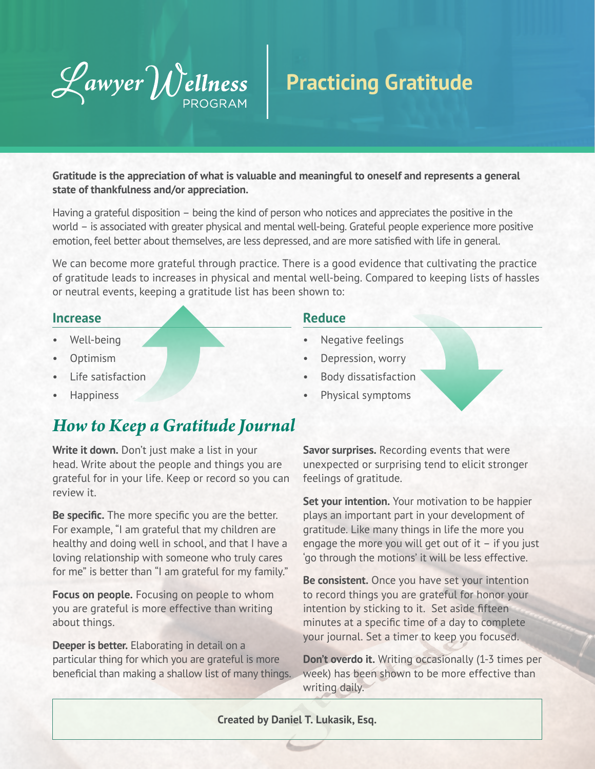Lawyer Wellness PROGRAM

# Practicing Gratitude

**Gratitude is the appreciation of what is valuable and meaningful to oneself and represents a general state of thankfulness and/or appreciation.**

Having a grateful disposition – being the kind of person who notices and appreciates the positive in the world – is associated with greater physical and mental well-being. Grateful people experience more positive emotion, feel better about themselves, are less depressed, and are more satisfied with life in general.

We can become more grateful through practice. There is a good evidence that cultivating the practice of gratitude leads to increases in physical and mental well-being. Compared to keeping lists of hassles or neutral events, keeping a gratitude list has been shown to:

### Increase

- Well-being
- Optimism
- Life satisfaction
- Happiness

### Reduce

- Negative feelings
- Depression, worry
- Body dissatisfaction
- Physical symptoms

## *How to Keep a Gratitude Journal*

**Write it down.** Don't just make a list in your head. Write about the people and things you are grateful for in your life. Keep or record so you can review it.

**Be specific.** The more specific you are the better. For example, "I am grateful that my children are healthy and doing well in school, and that I have a loving relationship with someone who truly cares for me" is better than "I am grateful for my family."

**Focus on people.** Focusing on people to whom you are grateful is more effective than writing about things.

**Deeper is better.** Elaborating in detail on a particular thing for which you are grateful is more beneficial than making a shallow list of many things.

**Savor surprises.** Recording events that were unexpected or surprising tend to elicit stronger feelings of gratitude.

**Set your intention.** Your motivation to be happier plays an important part in your development of gratitude. Like many things in life the more you engage the more you will get out of it – if you just 'go through the motions' it will be less effective.

**Be consistent.** Once you have set your intention to record things you are grateful for honor your intention by sticking to it. Set aside fifteen minutes at a specific time of a day to complete your journal. Set a timer to keep you focused.

**Don't overdo it.** Writing occasionally (1-3 times per week) has been shown to be more effective than writing daily.

**Created by Daniel T. Lukasik, Esq.**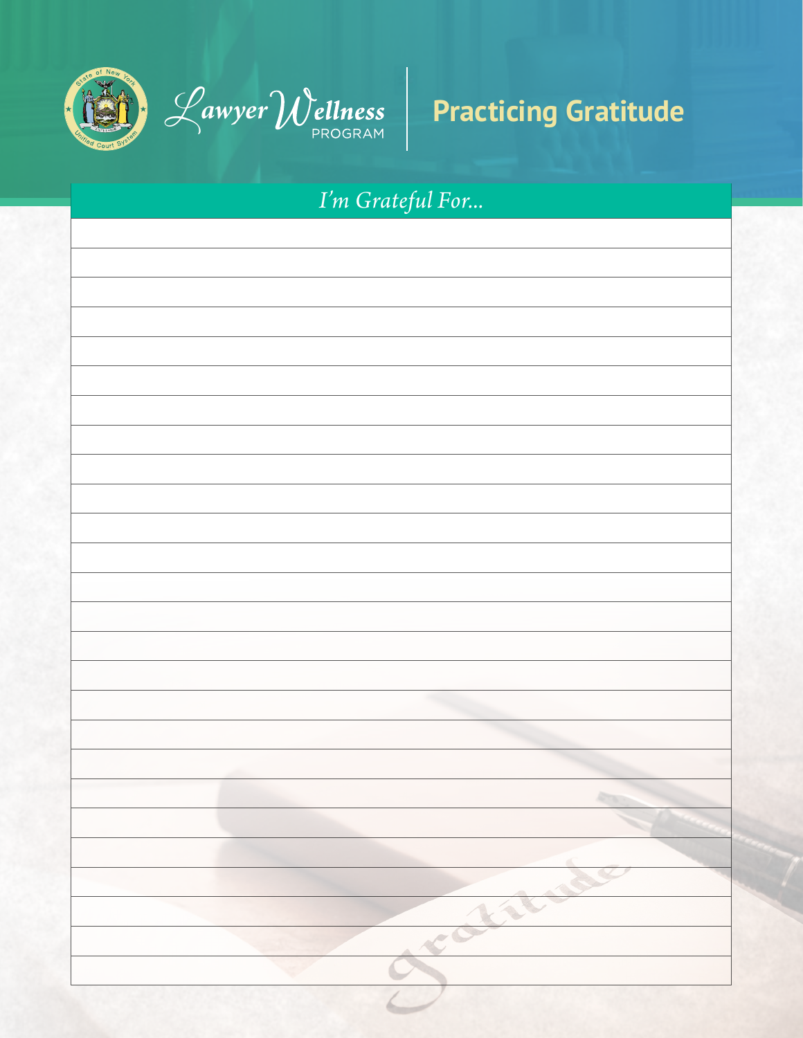Lawyer Wellness PROGRAM

# Practicing Gratitude

## *I'm Grateful For...*